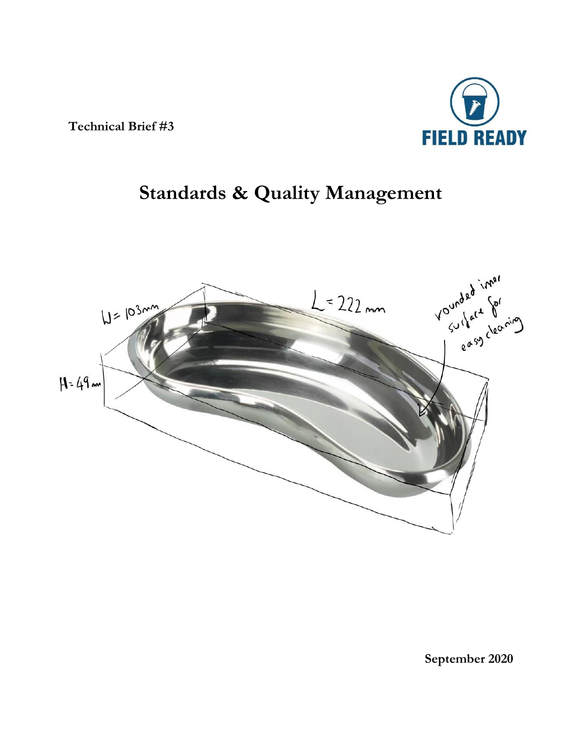**Technical Brief #3**

FIELD READY

# Standards & Quality Management

W = 103mm

L = 222 mm

H = 49 mm

rounded inner surface for easy cleaning

**September 2020**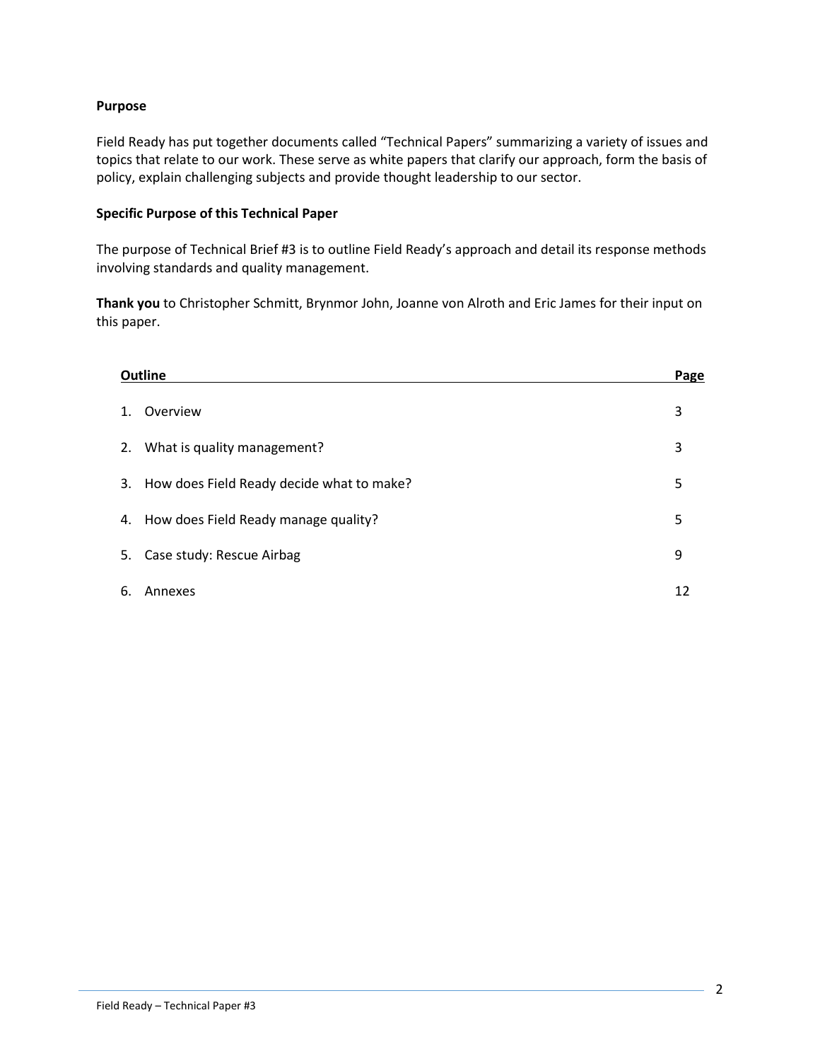**Purpose**

Field Ready has put together documents called "Technical Papers" summarizing a variety of issues and topics that relate to our work. These serve as white papers that clarify our approach, form the basis of policy, explain challenging subjects and provide thought leadership to our sector.

**Specific Purpose of this Technical Paper**

The purpose of Technical Brief #3 is to outline Field Ready's approach and detail its response methods involving standards and quality management.

**Thank you** to Christopher Schmitt, Brynmor John, Joanne von Alroth and Eric James for their input on this paper.

| Outline | Page |
|---|---|
| 1. Overview | 3 |
| 2. What is quality management? | 3 |
| 3. How does Field Ready decide what to make? | 5 |
| 4. How does Field Ready manage quality? | 5 |
| 5. Case study: Rescue Airbag | 9 |
| 6. Annexes | 12 |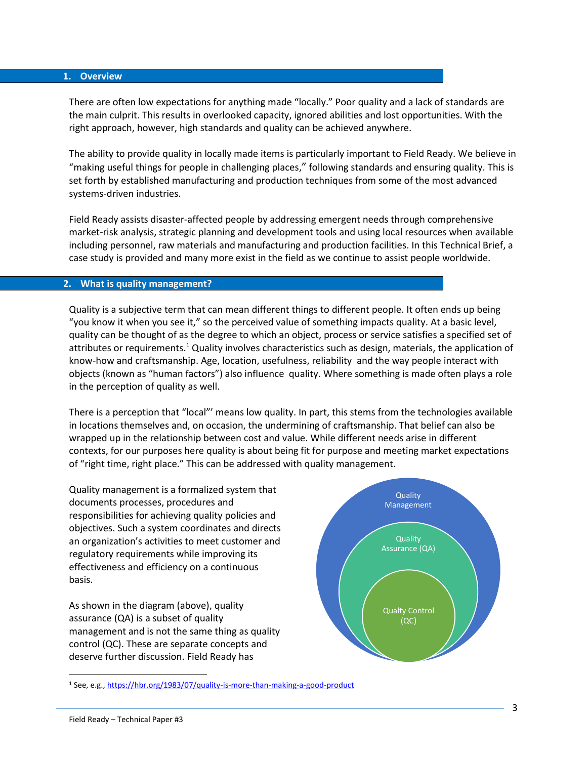## 1. Overview

There are often low expectations for anything made "locally." Poor quality and a lack of standards are the main culprit. This results in overlooked capacity, ignored abilities and lost opportunities. With the right approach, however, high standards and quality can be achieved anywhere.

The ability to provide quality in locally made items is particularly important to Field Ready. We believe in "making useful things for people in challenging places," following standards and ensuring quality. This is set forth by established manufacturing and production techniques from some of the most advanced systems-driven industries.

Field Ready assists disaster-affected people by addressing emergent needs through comprehensive market-risk analysis, strategic planning and development tools and using local resources when available including personnel, raw materials and manufacturing and production facilities. In this Technical Brief, a case study is provided and many more exist in the field as we continue to assist people worldwide.

## 2. What is quality management?

Quality is a subjective term that can mean different things to different people. It often ends up being "you know it when you see it," so the perceived value of something impacts quality. At a basic level, quality can be thought of as the degree to which an object, process or service satisfies a specified set of attributes or requirements.[1] Quality involves characteristics such as design, materials, the application of know-how and craftsmanship. Age, location, usefulness, reliability and the way people interact with objects (known as "human factors") also influence quality. Where something is made often plays a role in the perception of quality as well.

There is a perception that "local"' means low quality. In part, this stems from the technologies available in locations themselves and, on occasion, the undermining of craftsmanship. That belief can also be wrapped up in the relationship between cost and value. While different needs arise in different contexts, for our purposes here quality is about being fit for purpose and meeting market expectations of "right time, right place." This can be addressed with quality management.

Quality management is a formalized system that documents processes, procedures and responsibilities for achieving quality policies and objectives. Such a system coordinates and directs an organization's activities to meet customer and regulatory requirements while improving its effectiveness and efficiency on a continuous basis.

Quality Management

Quality Assurance (QA)

Qualty Control (QC)

As shown in the diagram (above), quality assurance (QA) is a subset of quality management and is not the same thing as quality control (QC). These are separate concepts and deserve further discussion. Field Ready has

[1] See, e.g., https://hbr.org/1983/07/quality-is-more-than-making-a-good-product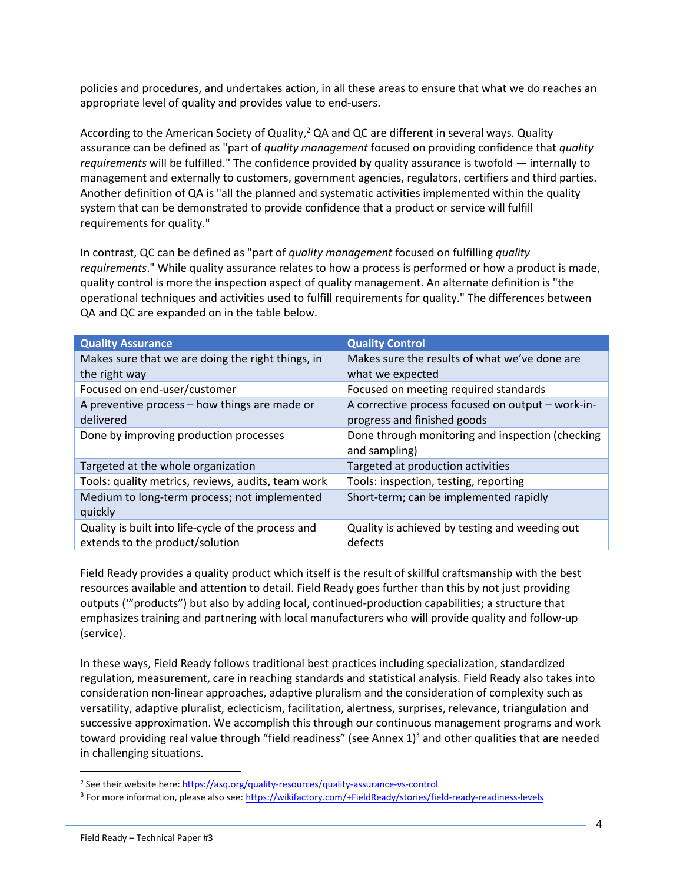policies and procedures, and undertakes action, in all these areas to ensure that what we do reaches an appropriate level of quality and provides value to end-users.

According to the American Society of Quality,[2] QA and QC are different in several ways. Quality assurance can be defined as "part of *quality management* focused on providing confidence that *quality requirements* will be fulfilled." The confidence provided by quality assurance is twofold — internally to management and externally to customers, government agencies, regulators, certifiers and third parties. Another definition of QA is "all the planned and systematic activities implemented within the quality system that can be demonstrated to provide confidence that a product or service will fulfill requirements for quality."

In contrast, QC can be defined as "part of *quality management* focused on fulfilling *quality requirements*." While quality assurance relates to how a process is performed or how a product is made, quality control is more the inspection aspect of quality management. An alternate definition is "the operational techniques and activities used to fulfill requirements for quality." The differences between QA and QC are expanded on in the table below.

| Quality Assurance | Quality Control |
| --- | --- |
| Makes sure that we are doing the right things, in the right way | Makes sure the results of what we've done are what we expected |
| Focused on end-user/customer | Focused on meeting required standards |
| A preventive process – how things are made or delivered | A corrective process focused on output – work-in-progress and finished goods |
| Done by improving production processes | Done through monitoring and inspection (checking and sampling) |
| Targeted at the whole organization | Targeted at production activities |
| Tools: quality metrics, reviews, audits, team work | Tools: inspection, testing, reporting |
| Medium to long-term process; not implemented quickly | Short-term; can be implemented rapidly |
| Quality is built into life-cycle of the process and extends to the product/solution | Quality is achieved by testing and weeding out defects |

Field Ready provides a quality product which itself is the result of skillful craftsmanship with the best resources available and attention to detail. Field Ready goes further than this by not just providing outputs ('"products") but also by adding local, continued-production capabilities; a structure that emphasizes training and partnering with local manufacturers who will provide quality and follow-up (service).

In these ways, Field Ready follows traditional best practices including specialization, standardized regulation, measurement, care in reaching standards and statistical analysis. Field Ready also takes into consideration non-linear approaches, adaptive pluralism and the consideration of complexity such as versatility, adaptive pluralist, eclecticism, facilitation, alertness, surprises, relevance, triangulation and successive approximation. We accomplish this through our continuous management programs and work toward providing real value through "field readiness" (see Annex 1)[3] and other qualities that are needed in challenging situations.

[2] See their website here: https://asq.org/quality-resources/quality-assurance-vs-control

[3] For more information, please also see: https://wikifactory.com/+FieldReady/stories/field-ready-readiness-levels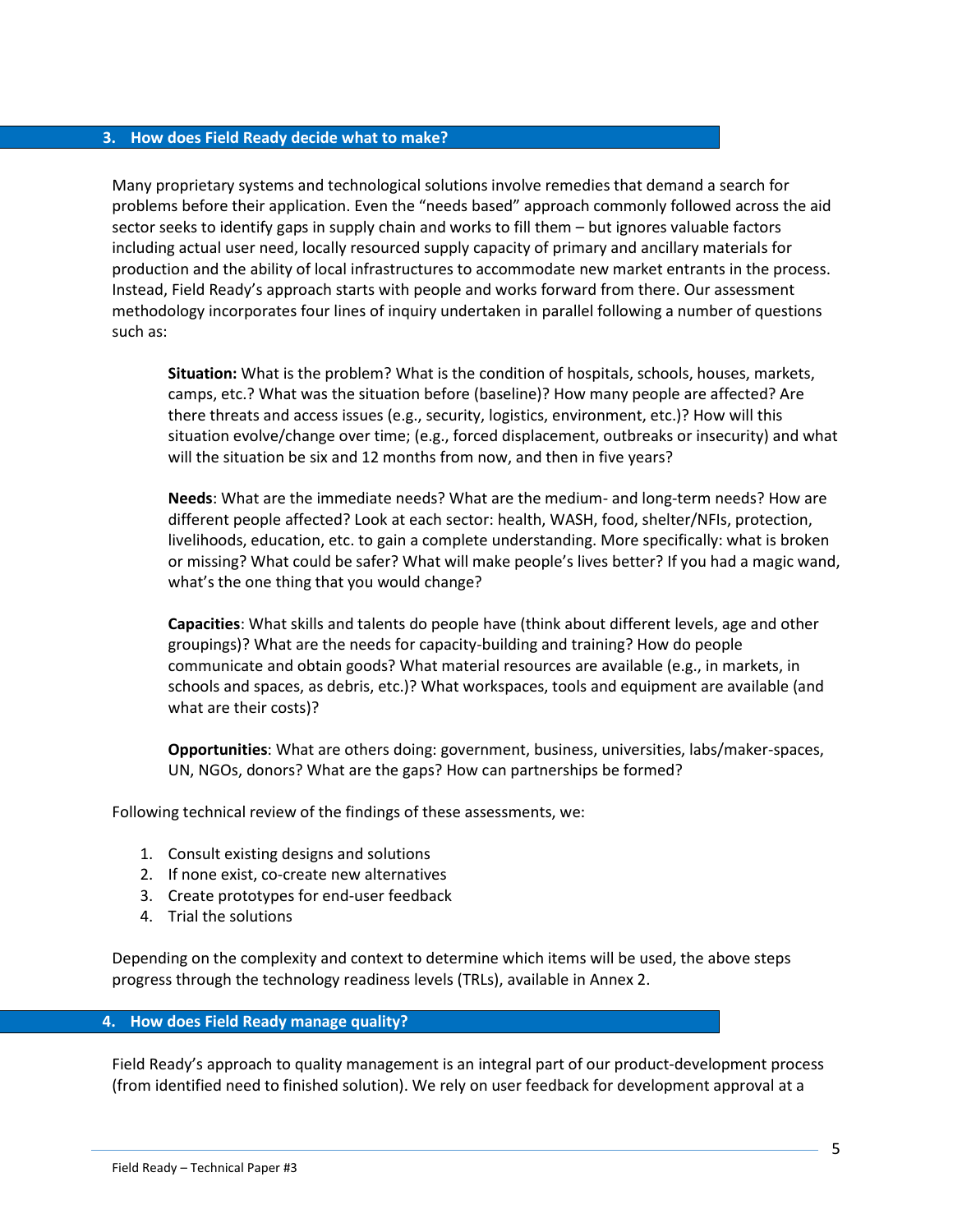## 3. How does Field Ready decide what to make?

Many proprietary systems and technological solutions involve remedies that demand a search for problems before their application. Even the “needs based” approach commonly followed across the aid sector seeks to identify gaps in supply chain and works to fill them – but ignores valuable factors including actual user need, locally resourced supply capacity of primary and ancillary materials for production and the ability of local infrastructures to accommodate new market entrants in the process. Instead, Field Ready’s approach starts with people and works forward from there. Our assessment methodology incorporates four lines of inquiry undertaken in parallel following a number of questions such as:

**Situation:** What is the problem? What is the condition of hospitals, schools, houses, markets, camps, etc.? What was the situation before (baseline)? How many people are affected? Are there threats and access issues (e.g., security, logistics, environment, etc.)? How will this situation evolve/change over time; (e.g., forced displacement, outbreaks or insecurity) and what will the situation be six and 12 months from now, and then in five years?

**Needs**: What are the immediate needs? What are the medium- and long-term needs? How are different people affected? Look at each sector: health, WASH, food, shelter/NFIs, protection, livelihoods, education, etc. to gain a complete understanding. More specifically: what is broken or missing? What could be safer? What will make people’s lives better? If you had a magic wand, what’s the one thing that you would change?

**Capacities**: What skills and talents do people have (think about different levels, age and other groupings)? What are the needs for capacity-building and training? How do people communicate and obtain goods? What material resources are available (e.g., in markets, in schools and spaces, as debris, etc.)? What workspaces, tools and equipment are available (and what are their costs)?

**Opportunities**: What are others doing: government, business, universities, labs/maker-spaces, UN, NGOs, donors? What are the gaps? How can partnerships be formed?

Following technical review of the findings of these assessments, we:

1. Consult existing designs and solutions
2. If none exist, co-create new alternatives
3. Create prototypes for end-user feedback
4. Trial the solutions

Depending on the complexity and context to determine which items will be used, the above steps progress through the technology readiness levels (TRLs), available in Annex 2.

## 4. How does Field Ready manage quality?

Field Ready’s approach to quality management is an integral part of our product-development process (from identified need to finished solution). We rely on user feedback for development approval at a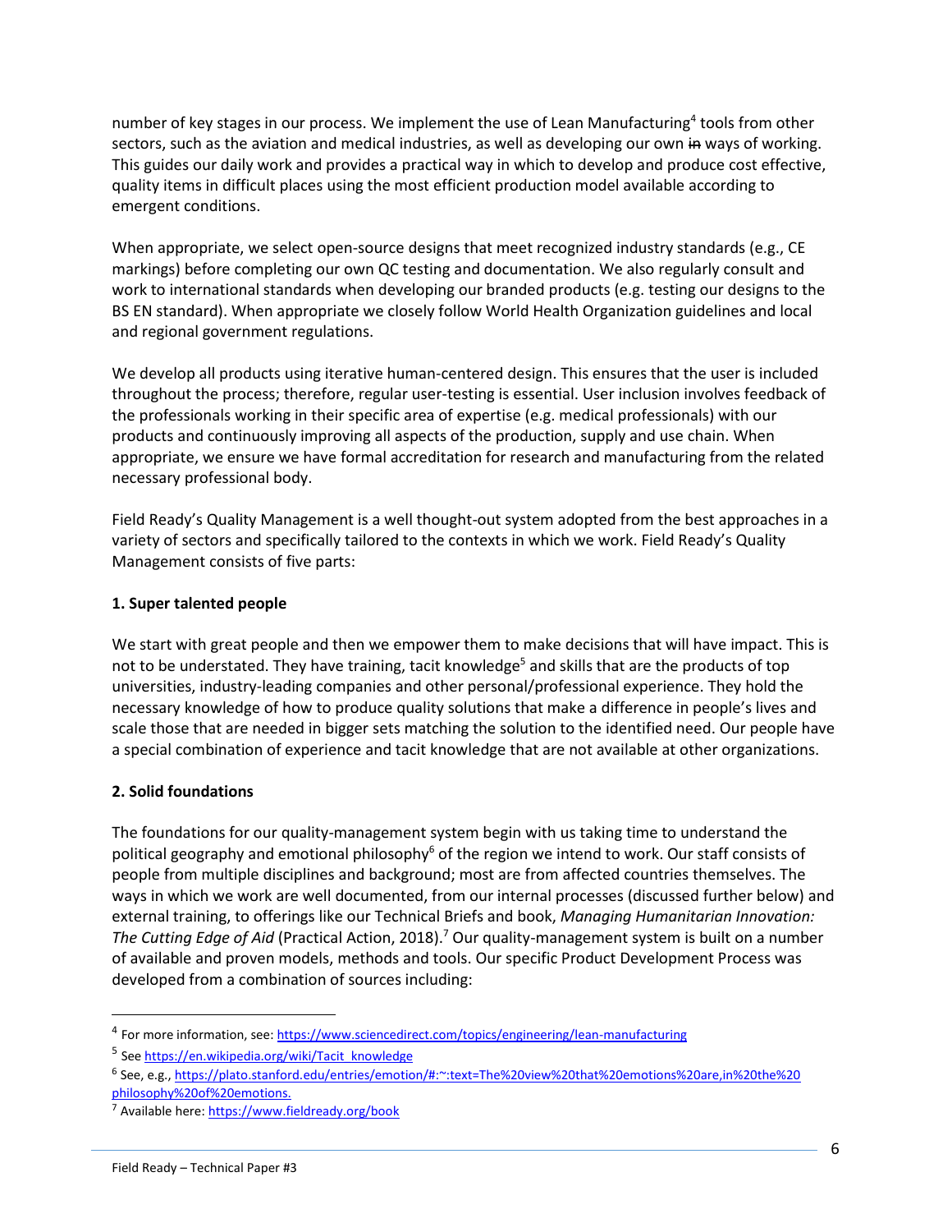number of key stages in our process. We implement the use of Lean Manufacturing[4] tools from other sectors, such as the aviation and medical industries, as well as developing our own ~~in~~ ways of working. This guides our daily work and provides a practical way in which to develop and produce cost effective, quality items in difficult places using the most efficient production model available according to emergent conditions.

When appropriate, we select open-source designs that meet recognized industry standards (e.g., CE markings) before completing our own QC testing and documentation. We also regularly consult and work to international standards when developing our branded products (e.g. testing our designs to the BS EN standard). When appropriate we closely follow World Health Organization guidelines and local and regional government regulations.

We develop all products using iterative human-centered design. This ensures that the user is included throughout the process; therefore, regular user-testing is essential. User inclusion involves feedback of the professionals working in their specific area of expertise (e.g. medical professionals) with our products and continuously improving all aspects of the production, supply and use chain. When appropriate, we ensure we have formal accreditation for research and manufacturing from the related necessary professional body.

Field Ready's Quality Management is a well thought-out system adopted from the best approaches in a variety of sectors and specifically tailored to the contexts in which we work. Field Ready's Quality Management consists of five parts:

**1. Super talented people**

We start with great people and then we empower them to make decisions that will have impact. This is not to be understated. They have training, tacit knowledge[5] and skills that are the products of top universities, industry-leading companies and other personal/professional experience. They hold the necessary knowledge of how to produce quality solutions that make a difference in people's lives and scale those that are needed in bigger sets matching the solution to the identified need. Our people have a special combination of experience and tacit knowledge that are not available at other organizations.

**2. Solid foundations**

The foundations for our quality-management system begin with us taking time to understand the political geography and emotional philosophy[6] of the region we intend to work. Our staff consists of people from multiple disciplines and background; most are from affected countries themselves. The ways in which we work are well documented, from our internal processes (discussed further below) and external training, to offerings like our Technical Briefs and book, *Managing Humanitarian Innovation: The Cutting Edge of Aid* (Practical Action, 2018).[7] Our quality-management system is built on a number of available and proven models, methods and tools. Our specific Product Development Process was developed from a combination of sources including:

---

[4] For more information, see: https://www.sciencedirect.com/topics/engineering/lean-manufacturing

[5] See https://en.wikipedia.org/wiki/Tacit_knowledge

[6] See, e.g., https://plato.stanford.edu/entries/emotion/#:~:text=The%20view%20that%20emotions%20are,in%20the%20philosophy%20of%20emotions.

[7] Available here: https://www.fieldready.org/book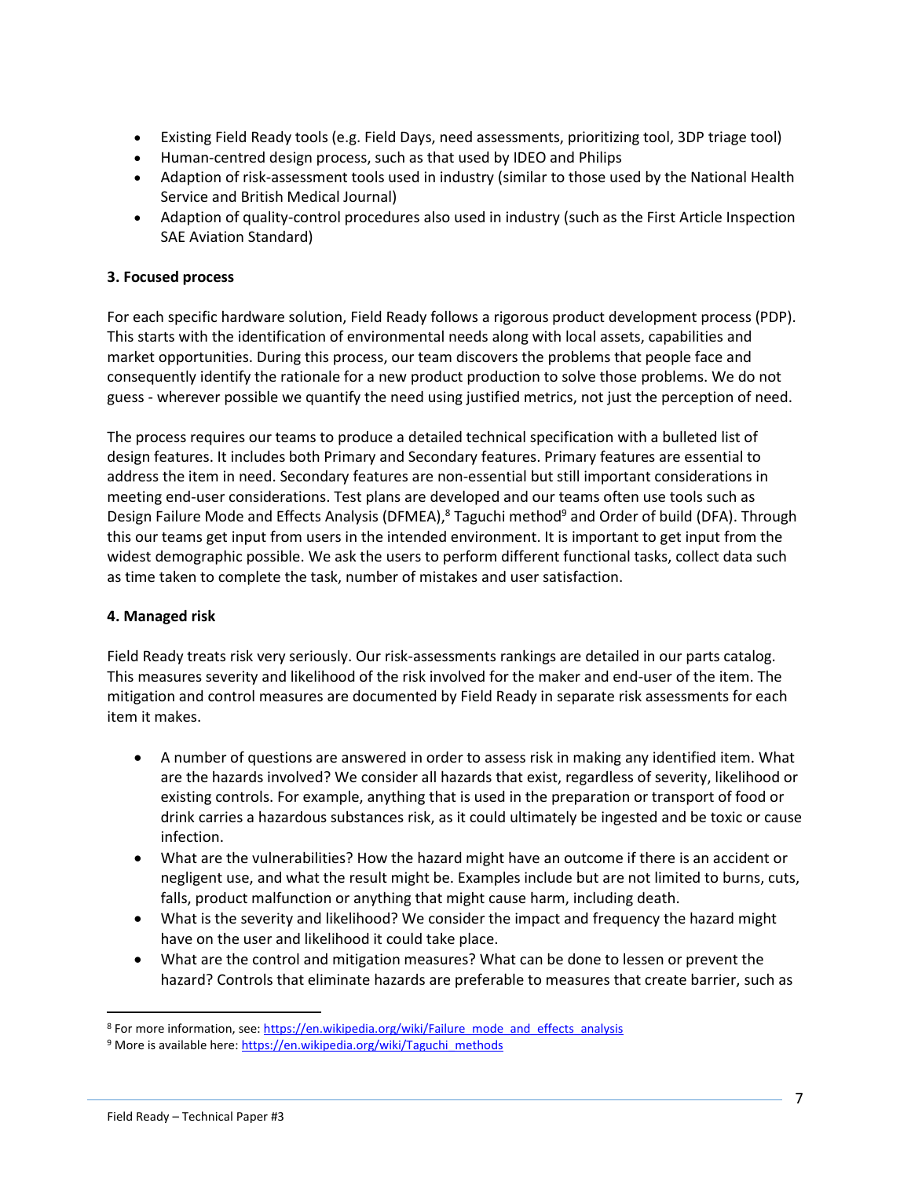- Existing Field Ready tools (e.g. Field Days, need assessments, prioritizing tool, 3DP triage tool)
- Human-centred design process, such as that used by IDEO and Philips
- Adaption of risk-assessment tools used in industry (similar to those used by the National Health Service and British Medical Journal)
- Adaption of quality-control procedures also used in industry (such as the First Article Inspection SAE Aviation Standard)

### 3. Focused process

For each specific hardware solution, Field Ready follows a rigorous product development process (PDP). This starts with the identification of environmental needs along with local assets, capabilities and market opportunities. During this process, our team discovers the problems that people face and consequently identify the rationale for a new product production to solve those problems. We do not guess - wherever possible we quantify the need using justified metrics, not just the perception of need.

The process requires our teams to produce a detailed technical specification with a bulleted list of design features. It includes both Primary and Secondary features. Primary features are essential to address the item in need. Secondary features are non-essential but still important considerations in meeting end-user considerations. Test plans are developed and our teams often use tools such as Design Failure Mode and Effects Analysis (DFMEA),[8] Taguchi method[9] and Order of build (DFA). Through this our teams get input from users in the intended environment. It is important to get input from the widest demographic possible. We ask the users to perform different functional tasks, collect data such as time taken to complete the task, number of mistakes and user satisfaction.

### 4. Managed risk

Field Ready treats risk very seriously. Our risk-assessments rankings are detailed in our parts catalog. This measures severity and likelihood of the risk involved for the maker and end-user of the item. The mitigation and control measures are documented by Field Ready in separate risk assessments for each item it makes.

- A number of questions are answered in order to assess risk in making any identified item. What are the hazards involved? We consider all hazards that exist, regardless of severity, likelihood or existing controls. For example, anything that is used in the preparation or transport of food or drink carries a hazardous substances risk, as it could ultimately be ingested and be toxic or cause infection.
- What are the vulnerabilities? How the hazard might have an outcome if there is an accident or negligent use, and what the result might be. Examples include but are not limited to burns, cuts, falls, product malfunction or anything that might cause harm, including death.
- What is the severity and likelihood? We consider the impact and frequency the hazard might have on the user and likelihood it could take place.
- What are the control and mitigation measures? What can be done to lessen or prevent the hazard? Controls that eliminate hazards are preferable to measures that create barrier, such as

[8] For more information, see: https://en.wikipedia.org/wiki/Failure_mode_and_effects_analysis

[9] More is available here: https://en.wikipedia.org/wiki/Taguchi_methods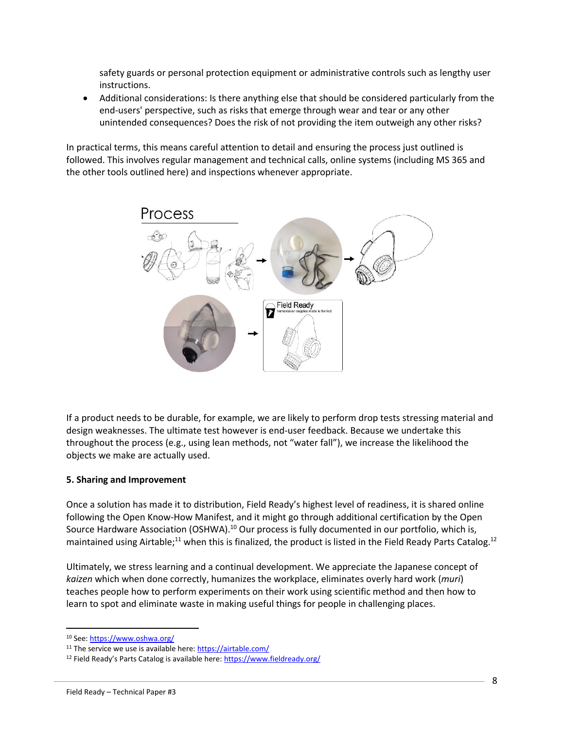safety guards or personal protection equipment or administrative controls such as lengthy user instructions.

- Additional considerations: Is there anything else that should be considered particularly from the end-users' perspective, such as risks that emerge through wear and tear or any other unintended consequences? Does the risk of not providing the item outweigh any other risks?

In practical terms, this means careful attention to detail and ensuring the process just outlined is followed. This involves regular management and technical calls, online systems (including MS 365 and the other tools outlined here) and inspections whenever appropriate.

If a product needs to be durable, for example, we are likely to perform drop tests stressing material and design weaknesses. The ultimate test however is end-user feedback. Because we undertake this throughout the process (e.g., using lean methods, not "water fall"), we increase the likelihood the objects we make are actually used.

**5. Sharing and Improvement**

Once a solution has made it to distribution, Field Ready's highest level of readiness, it is shared online following the Open Know-How Manifest, and it might go through additional certification by the Open Source Hardware Association (OSHWA).[10] Our process is fully documented in our portfolio, which is, maintained using Airtable;[11] when this is finalized, the product is listed in the Field Ready Parts Catalog.[12]

Ultimately, we stress learning and a continual development. We appreciate the Japanese concept of *kaizen* which when done correctly, humanizes the workplace, eliminates overly hard work (*muri*) teaches people how to perform experiments on their work using scientific method and then how to learn to spot and eliminate waste in making useful things for people in challenging places.

---

[10] See: https://www.oshwa.org/

[11] The service we use is available here: https://airtable.com/

[12] Field Ready's Parts Catalog is available here: https://www.fieldready.org/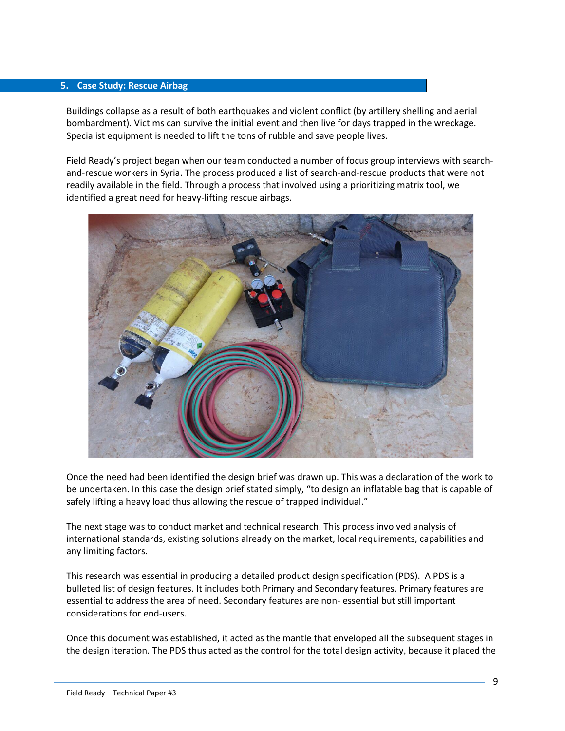## 5. Case Study: Rescue Airbag

Buildings collapse as a result of both earthquakes and violent conflict (by artillery shelling and aerial bombardment). Victims can survive the initial event and then live for days trapped in the wreckage. Specialist equipment is needed to lift the tons of rubble and save people lives.

Field Ready's project began when our team conducted a number of focus group interviews with search-and-rescue workers in Syria. The process produced a list of search-and-rescue products that were not readily available in the field. Through a process that involved using a prioritizing matrix tool, we identified a great need for heavy-lifting rescue airbags.

Once the need had been identified the design brief was drawn up. This was a declaration of the work to be undertaken. In this case the design brief stated simply, "to design an inflatable bag that is capable of safely lifting a heavy load thus allowing the rescue of trapped individual."

The next stage was to conduct market and technical research. This process involved analysis of international standards, existing solutions already on the market, local requirements, capabilities and any limiting factors.

This research was essential in producing a detailed product design specification (PDS). A PDS is a bulleted list of design features. It includes both Primary and Secondary features. Primary features are essential to address the area of need. Secondary features are non- essential but still important considerations for end-users.

Once this document was established, it acted as the mantle that enveloped all the subsequent stages in the design iteration. The PDS thus acted as the control for the total design activity, because it placed the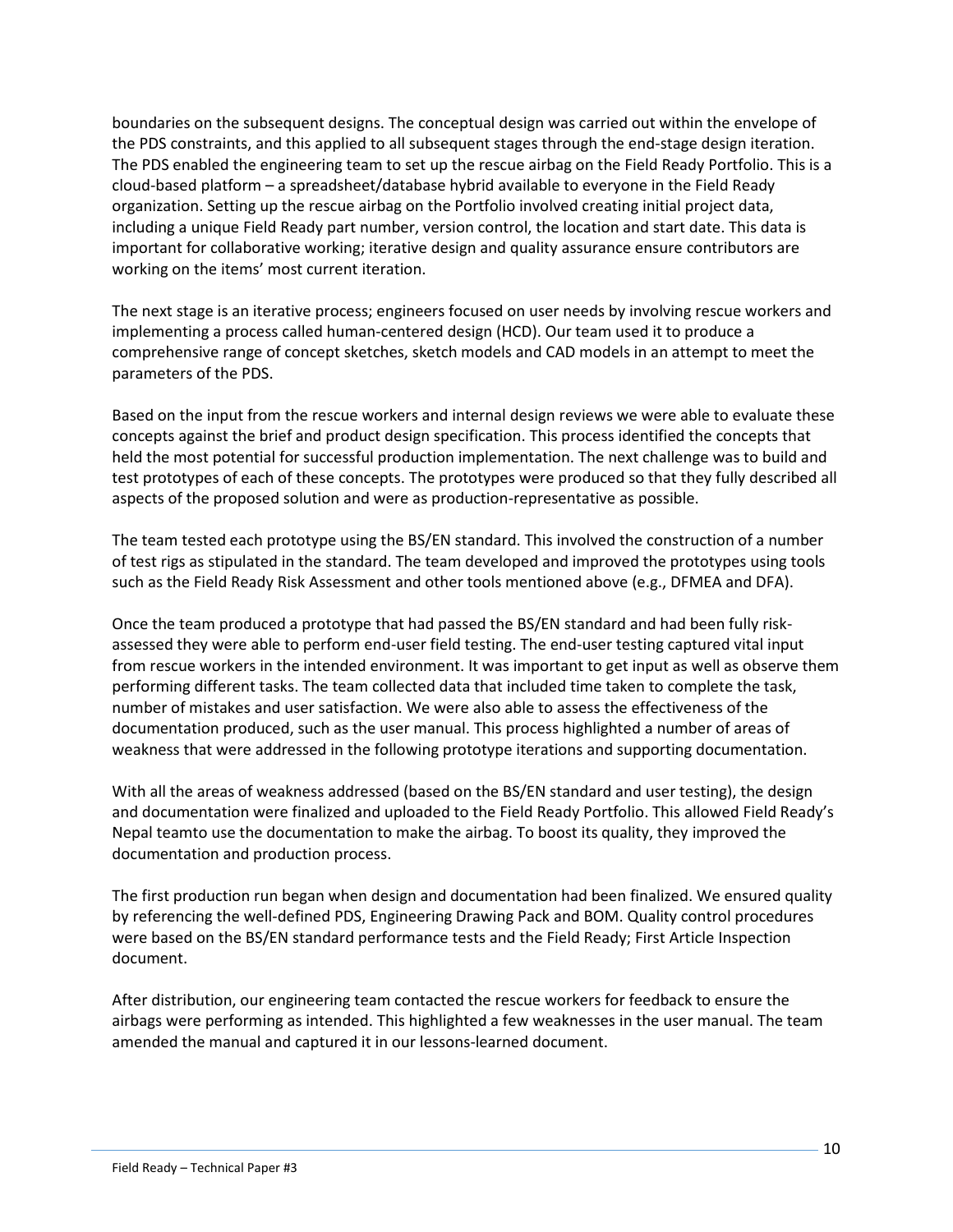boundaries on the subsequent designs. The conceptual design was carried out within the envelope of the PDS constraints, and this applied to all subsequent stages through the end-stage design iteration. The PDS enabled the engineering team to set up the rescue airbag on the Field Ready Portfolio. This is a cloud-based platform – a spreadsheet/database hybrid available to everyone in the Field Ready organization. Setting up the rescue airbag on the Portfolio involved creating initial project data, including a unique Field Ready part number, version control, the location and start date. This data is important for collaborative working; iterative design and quality assurance ensure contributors are working on the items' most current iteration.

The next stage is an iterative process; engineers focused on user needs by involving rescue workers and implementing a process called human-centered design (HCD). Our team used it to produce a comprehensive range of concept sketches, sketch models and CAD models in an attempt to meet the parameters of the PDS.

Based on the input from the rescue workers and internal design reviews we were able to evaluate these concepts against the brief and product design specification. This process identified the concepts that held the most potential for successful production implementation. The next challenge was to build and test prototypes of each of these concepts. The prototypes were produced so that they fully described all aspects of the proposed solution and were as production-representative as possible.

The team tested each prototype using the BS/EN standard. This involved the construction of a number of test rigs as stipulated in the standard. The team developed and improved the prototypes using tools such as the Field Ready Risk Assessment and other tools mentioned above (e.g., DFMEA and DFA).

Once the team produced a prototype that had passed the BS/EN standard and had been fully risk-assessed they were able to perform end-user field testing. The end-user testing captured vital input from rescue workers in the intended environment. It was important to get input as well as observe them performing different tasks. The team collected data that included time taken to complete the task, number of mistakes and user satisfaction. We were also able to assess the effectiveness of the documentation produced, such as the user manual. This process highlighted a number of areas of weakness that were addressed in the following prototype iterations and supporting documentation.

With all the areas of weakness addressed (based on the BS/EN standard and user testing), the design and documentation were finalized and uploaded to the Field Ready Portfolio. This allowed Field Ready's Nepal teamto use the documentation to make the airbag. To boost its quality, they improved the documentation and production process.

The first production run began when design and documentation had been finalized. We ensured quality by referencing the well-defined PDS, Engineering Drawing Pack and BOM. Quality control procedures were based on the BS/EN standard performance tests and the Field Ready; First Article Inspection document.

After distribution, our engineering team contacted the rescue workers for feedback to ensure the airbags were performing as intended. This highlighted a few weaknesses in the user manual. The team amended the manual and captured it in our lessons-learned document.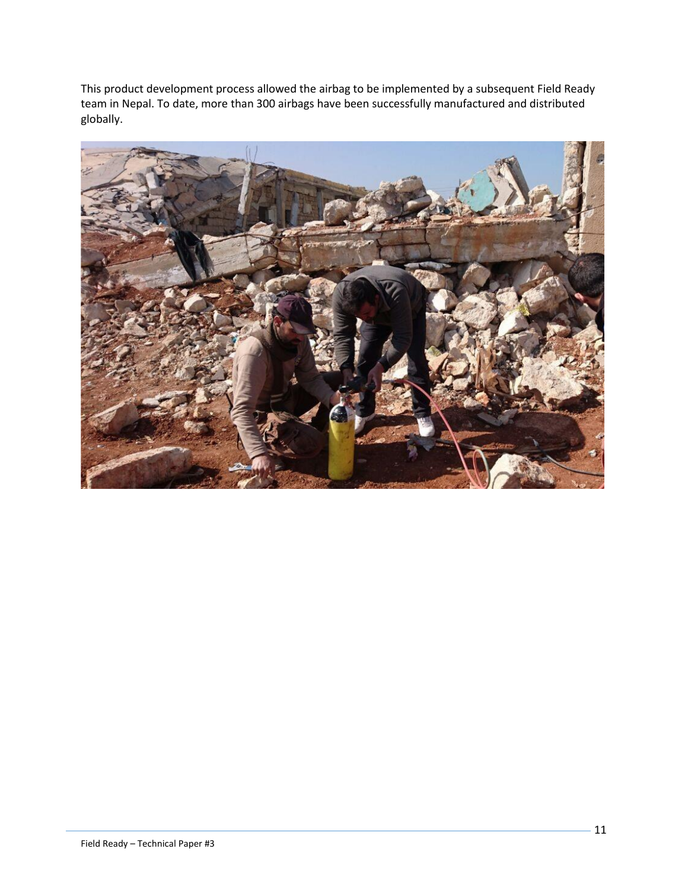This product development process allowed the airbag to be implemented by a subsequent Field Ready team in Nepal. To date, more than 300 airbags have been successfully manufactured and distributed globally.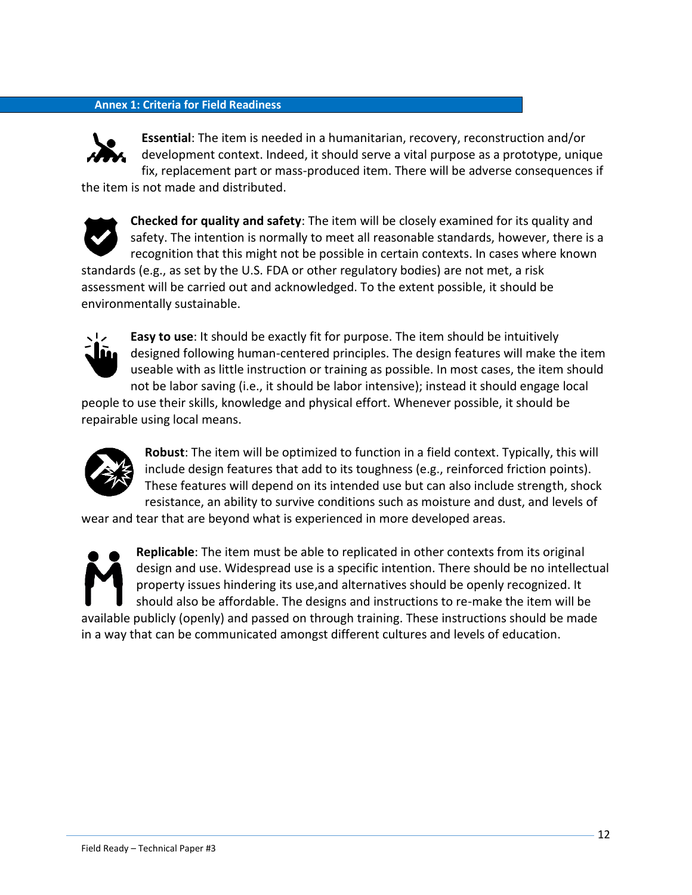## Annex 1: Criteria for Field Readiness

**Essential**: The item is needed in a humanitarian, recovery, reconstruction and/or development context. Indeed, it should serve a vital purpose as a prototype, unique fix, replacement part or mass-produced item. There will be adverse consequences if the item is not made and distributed.

**Checked for quality and safety**: The item will be closely examined for its quality and safety. The intention is normally to meet all reasonable standards, however, there is a recognition that this might not be possible in certain contexts. In cases where known standards (e.g., as set by the U.S. FDA or other regulatory bodies) are not met, a risk assessment will be carried out and acknowledged. To the extent possible, it should be environmentally sustainable.

**Easy to use**: It should be exactly fit for purpose. The item should be intuitively designed following human-centered principles. The design features will make the item useable with as little instruction or training as possible. In most cases, the item should not be labor saving (i.e., it should be labor intensive); instead it should engage local people to use their skills, knowledge and physical effort. Whenever possible, it should be repairable using local means.

**Robust**: The item will be optimized to function in a field context. Typically, this will include design features that add to its toughness (e.g., reinforced friction points). These features will depend on its intended use but can also include strength, shock resistance, an ability to survive conditions such as moisture and dust, and levels of wear and tear that are beyond what is experienced in more developed areas.

**Replicable**: The item must be able to replicated in other contexts from its original design and use. Widespread use is a specific intention. There should be no intellectual property issues hindering its use,and alternatives should be openly recognized. It should also be affordable. The designs and instructions to re-make the item will be available publicly (openly) and passed on through training. These instructions should be made in a way that can be communicated amongst different cultures and levels of education.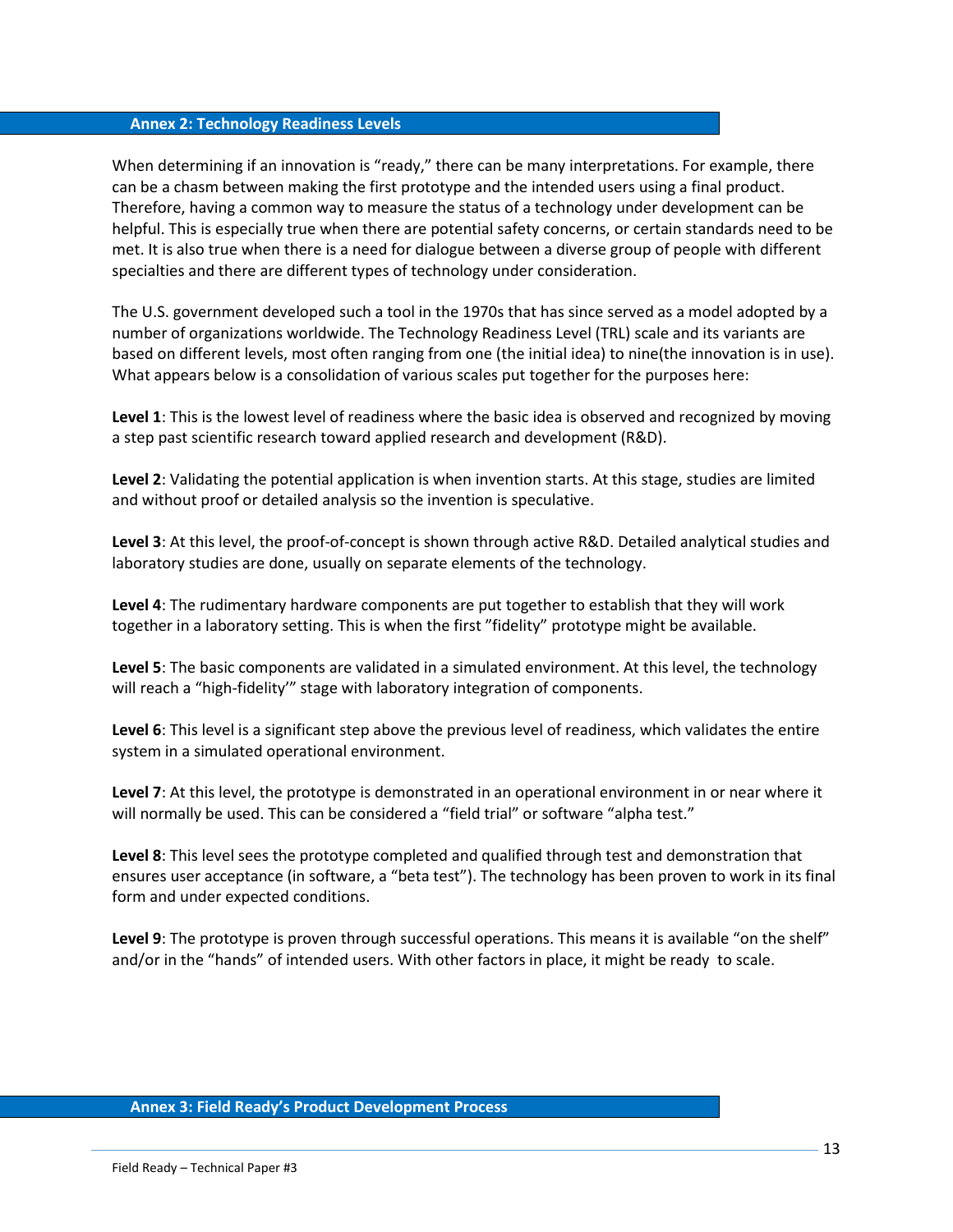## Annex 2: Technology Readiness Levels

When determining if an innovation is "ready," there can be many interpretations. For example, there can be a chasm between making the first prototype and the intended users using a final product. Therefore, having a common way to measure the status of a technology under development can be helpful. This is especially true when there are potential safety concerns, or certain standards need to be met. It is also true when there is a need for dialogue between a diverse group of people with different specialties and there are different types of technology under consideration.

The U.S. government developed such a tool in the 1970s that has since served as a model adopted by a number of organizations worldwide. The Technology Readiness Level (TRL) scale and its variants are based on different levels, most often ranging from one (the initial idea) to nine(the innovation is in use). What appears below is a consolidation of various scales put together for the purposes here:

**Level 1**: This is the lowest level of readiness where the basic idea is observed and recognized by moving a step past scientific research toward applied research and development (R&D).

**Level 2**: Validating the potential application is when invention starts. At this stage, studies are limited and without proof or detailed analysis so the invention is speculative.

**Level 3**: At this level, the proof-of-concept is shown through active R&D. Detailed analytical studies and laboratory studies are done, usually on separate elements of the technology.

**Level 4**: The rudimentary hardware components are put together to establish that they will work together in a laboratory setting. This is when the first "fidelity" prototype might be available.

**Level 5**: The basic components are validated in a simulated environment. At this level, the technology will reach a "high-fidelity'" stage with laboratory integration of components.

**Level 6**: This level is a significant step above the previous level of readiness, which validates the entire system in a simulated operational environment.

**Level 7**: At this level, the prototype is demonstrated in an operational environment in or near where it will normally be used. This can be considered a "field trial" or software "alpha test."

**Level 8**: This level sees the prototype completed and qualified through test and demonstration that ensures user acceptance (in software, a "beta test"). The technology has been proven to work in its final form and under expected conditions.

**Level 9**: The prototype is proven through successful operations. This means it is available "on the shelf" and/or in the "hands" of intended users. With other factors in place, it might be ready to scale.

## Annex 3: Field Ready's Product Development Process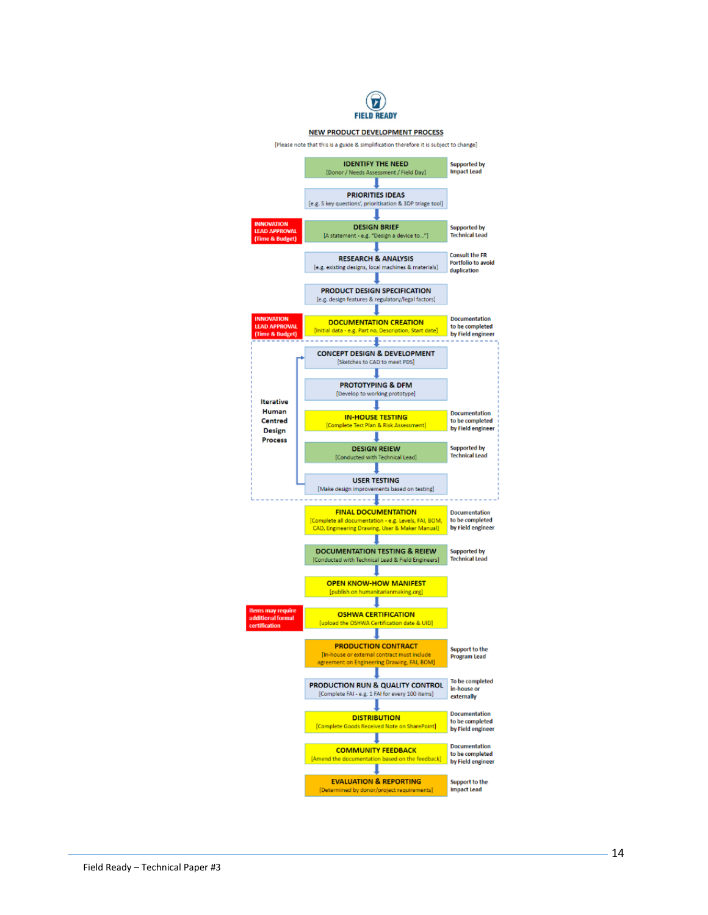FIELD READY

**NEW PRODUCT DEVELOPMENT PROCESS**

[Please note that this is a guide & simplification therefore it is subject to change]

**IDENTIFY THE NEED**
[Donor / Needs Assessment / Field Day]
Supported by Impact Lead

**PRIORITIES IDEAS**
[e.g. 5 key questions', prioritisation & 3DP triage tool]

INNOVATION LEAD APPROVAL (Time & Budget)

**DESIGN BRIEF**
[A statement - e.g. "Design a device to..."]
Supported by Technical Lead

**RESEARCH & ANALYSIS**
[e.g. existing designs, local machines & materials]
Consult the FR Portfolio to avoid duplication

**PRODUCT DESIGN SPECIFICATION**
[e.g. design features & regulatory/legal factors]

INNOVATION LEAD APPROVAL (Time & Budget)

**DOCUMENTATION CREATION**
[Initial data - e.g. Part no, Description, Start date]
Documentation to be completed by Field engineer

Iterative Human Centred Design Process:

**CONCEPT DESIGN & DEVELOPMENT**
[Sketches to CAD to meet PDS]

**PROTOTYPING & DFM**
[Develop to working prototype]

**IN-HOUSE TESTING**
[Complete Test Plan & Risk Assessment]
Documentation to be completed by Field engineer

**DESIGN REIEW**
[Conducted with Technical Lead]
Supported by Technical Lead

**USER TESTING**
[Make design improvements based on testing]

**FINAL DOCUMENTATION**
[Complete all documentation - e.g. Levels, FAI, BOM, CAD, Engineering Drawing, User & Maker Manual]
Documentation to be completed by Field engineer

**DOCUMENTATION TESTING & REIEW**
[Conducted with Technical Lead & Field Engineers]
Supported by Technical Lead

**OPEN KNOW-HOW MANIFEST**
[publish on humanitarianmaking.org]

Items may require additional formal certification

**OSHWA CERTIFICATION**
[upload the OSHWA Certification date & UID]

**PRODUCTION CONTRACT**
[In-house or external contract must include agreement on Engineering Drawing, FAI, BOM]
Support to the Program Lead

**PRODUCTION RUN & QUALITY CONTROL**
[Complete FAI - e.g. 1 FAI for every 100 items]
To be completed in-house or externally

**DISTRIBUTION**
[Complete Goods Received Note on SharePoint]
Documentation to be completed by Field engineer

**COMMUNITY FEEDBACK**
[Amend the documentation based on the feedback]
Documentation to be completed by Field engineer

**EVALUATION & REPORTING**
[Determined by donor/project requirements]
Support to the Impact Lead